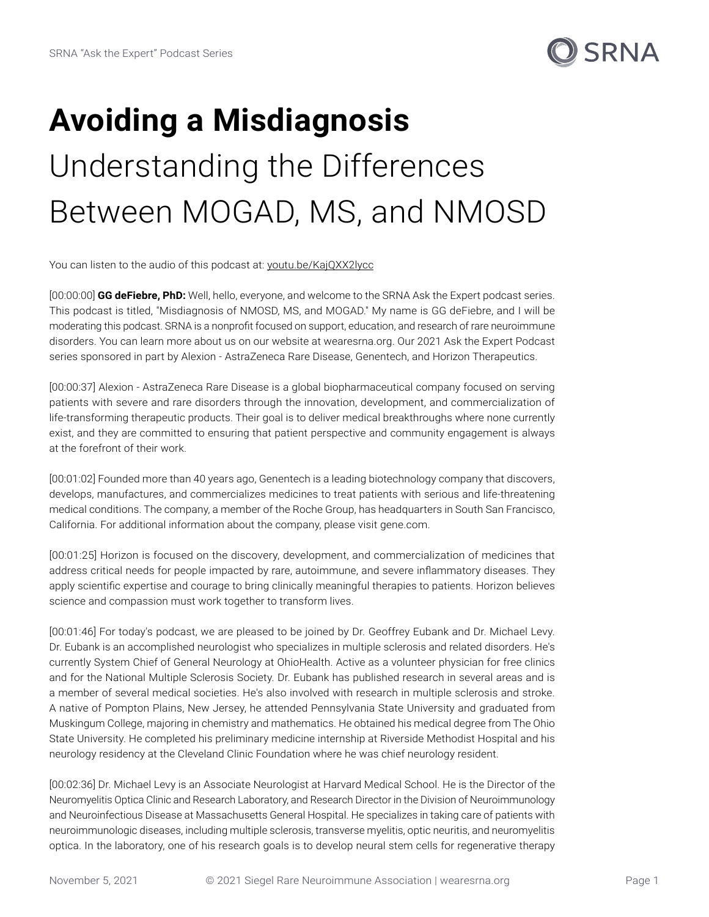# Avoiding a Misdiagnosis

## Understanding the Differences Between MOGAD, MS, and NMOSD

You can listen to the audio of this podcast at: youtu.be/KajQXX2lycc

[00:00:00] **GG deFiebre, PhD:** Well, hello, everyone, and welcome to the SRNA Ask the Expert podcast series. This podcast is titled, "Misdiagnosis of NMOSD, MS, and MOGAD." My name is GG deFiebre, and I will be moderating this podcast. SRNA is a nonprofit focused on support, education, and research of rare neuroimmune disorders. You can learn more about us on our website at wearesrna.org. Our 2021 Ask the Expert Podcast series sponsored in part by Alexion - AstraZeneca Rare Disease, Genentech, and Horizon Therapeutics.

[00:00:37] Alexion - AstraZeneca Rare Disease is a global biopharmaceutical company focused on serving patients with severe and rare disorders through the innovation, development, and commercialization of life-transforming therapeutic products. Their goal is to deliver medical breakthroughs where none currently exist, and they are committed to ensuring that patient perspective and community engagement is always at the forefront of their work.

[00:01:02] Founded more than 40 years ago, Genentech is a leading biotechnology company that discovers, develops, manufactures, and commercializes medicines to treat patients with serious and life-threatening medical conditions. The company, a member of the Roche Group, has headquarters in South San Francisco, California. For additional information about the company, please visit gene.com.

[00:01:25] Horizon is focused on the discovery, development, and commercialization of medicines that address critical needs for people impacted by rare, autoimmune, and severe inflammatory diseases. They apply scientific expertise and courage to bring clinically meaningful therapies to patients. Horizon believes science and compassion must work together to transform lives.

[00:01:46] For today's podcast, we are pleased to be joined by Dr. Geoffrey Eubank and Dr. Michael Levy. Dr. Eubank is an accomplished neurologist who specializes in multiple sclerosis and related disorders. He's currently System Chief of General Neurology at OhioHealth. Active as a volunteer physician for free clinics and for the National Multiple Sclerosis Society. Dr. Eubank has published research in several areas and is a member of several medical societies. He's also involved with research in multiple sclerosis and stroke. A native of Pompton Plains, New Jersey, he attended Pennsylvania State University and graduated from Muskingum College, majoring in chemistry and mathematics. He obtained his medical degree from The Ohio State University. He completed his preliminary medicine internship at Riverside Methodist Hospital and his neurology residency at the Cleveland Clinic Foundation where he was chief neurology resident.

[00:02:36] Dr. Michael Levy is an Associate Neurologist at Harvard Medical School. He is the Director of the Neuromyelitis Optica Clinic and Research Laboratory, and Research Director in the Division of Neuroimmunology and Neuroinfectious Disease at Massachusetts General Hospital. He specializes in taking care of patients with neuroimmunologic diseases, including multiple sclerosis, transverse myelitis, optic neuritis, and neuromyelitis optica. In the laboratory, one of his research goals is to develop neural stem cells for regenerative therapy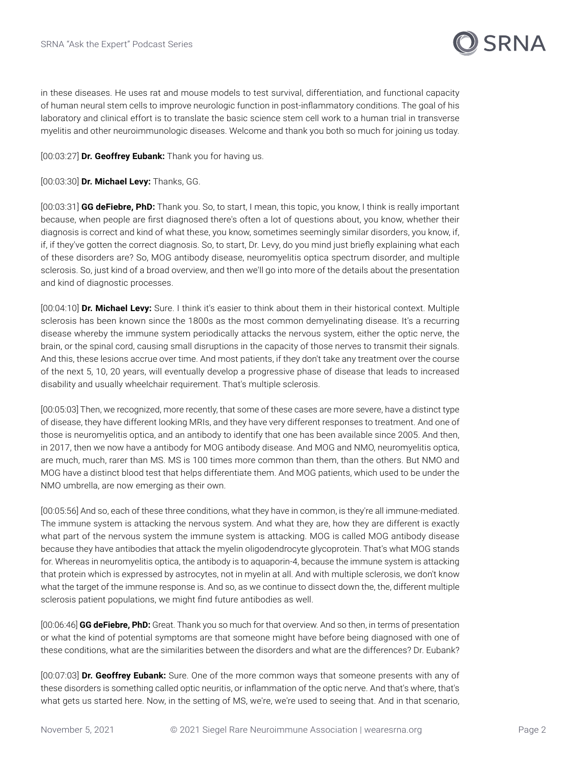in these diseases. He uses rat and mouse models to test survival, differentiation, and functional capacity of human neural stem cells to improve neurologic function in post-inflammatory conditions. The goal of his laboratory and clinical effort is to translate the basic science stem cell work to a human trial in transverse myelitis and other neuroimmunologic diseases. Welcome and thank you both so much for joining us today.

[00:03:27] **Dr. Geoffrey Eubank:** Thank you for having us.

[00:03:30] **Dr. Michael Levy:** Thanks, GG.

[00:03:31] **GG deFiebre, PhD:** Thank you. So, to start, I mean, this topic, you know, I think is really important because, when people are first diagnosed there's often a lot of questions about, you know, whether their diagnosis is correct and kind of what these, you know, sometimes seemingly similar disorders, you know, if, if, if they've gotten the correct diagnosis. So, to start, Dr. Levy, do you mind just briefly explaining what each of these disorders are? So, MOG antibody disease, neuromyelitis optica spectrum disorder, and multiple sclerosis. So, just kind of a broad overview, and then we'll go into more of the details about the presentation and kind of diagnostic processes.

[00:04:10] **Dr. Michael Levy:** Sure. I think it's easier to think about them in their historical context. Multiple sclerosis has been known since the 1800s as the most common demyelinating disease. It's a recurring disease whereby the immune system periodically attacks the nervous system, either the optic nerve, the brain, or the spinal cord, causing small disruptions in the capacity of those nerves to transmit their signals. And this, these lesions accrue over time. And most patients, if they don't take any treatment over the course of the next 5, 10, 20 years, will eventually develop a progressive phase of disease that leads to increased disability and usually wheelchair requirement. That's multiple sclerosis.

[00:05:03] Then, we recognized, more recently, that some of these cases are more severe, have a distinct type of disease, they have different looking MRIs, and they have very different responses to treatment. And one of those is neuromyelitis optica, and an antibody to identify that one has been available since 2005. And then, in 2017, then we now have a antibody for MOG antibody disease. And MOG and NMO, neuromyelitis optica, are much, much, rarer than MS. MS is 100 times more common than them, than the others. But NMO and MOG have a distinct blood test that helps differentiate them. And MOG patients, which used to be under the NMO umbrella, are now emerging as their own.

[00:05:56] And so, each of these three conditions, what they have in common, is they're all immune-mediated. The immune system is attacking the nervous system. And what they are, how they are different is exactly what part of the nervous system the immune system is attacking. MOG is called MOG antibody disease because they have antibodies that attack the myelin oligodendrocyte glycoprotein. That's what MOG stands for. Whereas in neuromyelitis optica, the antibody is to aquaporin-4, because the immune system is attacking that protein which is expressed by astrocytes, not in myelin at all. And with multiple sclerosis, we don't know what the target of the immune response is. And so, as we continue to dissect down the, the, different multiple sclerosis patient populations, we might find future antibodies as well.

[00:06:46] **GG deFiebre, PhD:** Great. Thank you so much for that overview. And so then, in terms of presentation or what the kind of potential symptoms are that someone might have before being diagnosed with one of these conditions, what are the similarities between the disorders and what are the differences? Dr. Eubank?

[00:07:03] **Dr. Geoffrey Eubank:** Sure. One of the more common ways that someone presents with any of these disorders is something called optic neuritis, or inflammation of the optic nerve. And that's where, that's what gets us started here. Now, in the setting of MS, we're, we're used to seeing that. And in that scenario,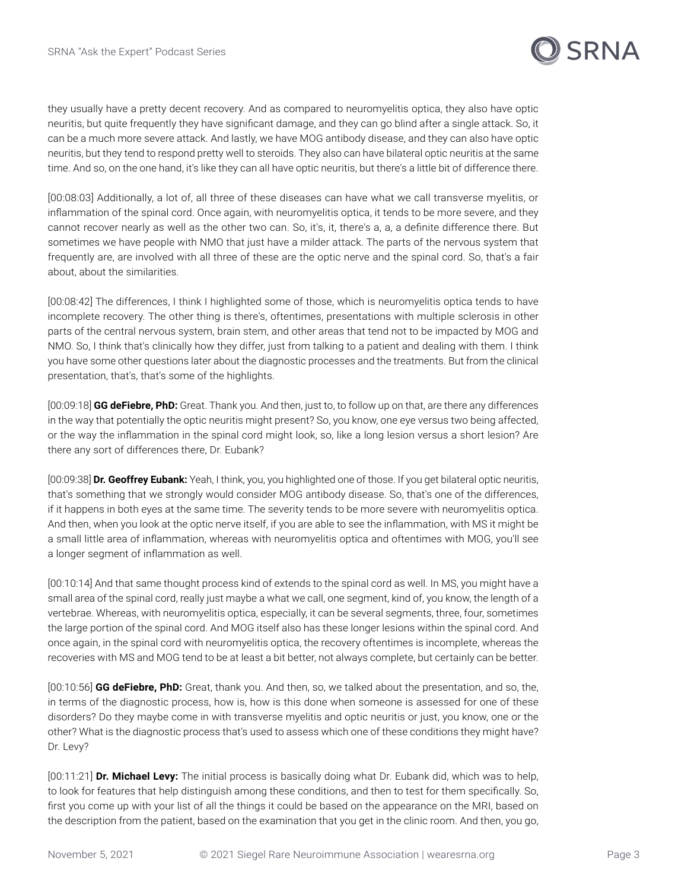they usually have a pretty decent recovery. And as compared to neuromyelitis optica, they also have optic neuritis, but quite frequently they have significant damage, and they can go blind after a single attack. So, it can be a much more severe attack. And lastly, we have MOG antibody disease, and they can also have optic neuritis, but they tend to respond pretty well to steroids. They also can have bilateral optic neuritis at the same time. And so, on the one hand, it's like they can all have optic neuritis, but there's a little bit of difference there.

[00:08:03] Additionally, a lot of, all three of these diseases can have what we call transverse myelitis, or inflammation of the spinal cord. Once again, with neuromyelitis optica, it tends to be more severe, and they cannot recover nearly as well as the other two can. So, it's, it, there's a, a, a definite difference there. But sometimes we have people with NMO that just have a milder attack. The parts of the nervous system that frequently are, are involved with all three of these are the optic nerve and the spinal cord. So, that's a fair about, about the similarities.

[00:08:42] The differences, I think I highlighted some of those, which is neuromyelitis optica tends to have incomplete recovery. The other thing is there's, oftentimes, presentations with multiple sclerosis in other parts of the central nervous system, brain stem, and other areas that tend not to be impacted by MOG and NMO. So, I think that's clinically how they differ, just from talking to a patient and dealing with them. I think you have some other questions later about the diagnostic processes and the treatments. But from the clinical presentation, that's, that's some of the highlights.

[00:09:18] **GG deFiebre, PhD:** Great. Thank you. And then, just to, to follow up on that, are there any differences in the way that potentially the optic neuritis might present? So, you know, one eye versus two being affected, or the way the inflammation in the spinal cord might look, so, like a long lesion versus a short lesion? Are there any sort of differences there, Dr. Eubank?

[00:09:38] **Dr. Geoffrey Eubank:** Yeah, I think, you, you highlighted one of those. If you get bilateral optic neuritis, that's something that we strongly would consider MOG antibody disease. So, that's one of the differences, if it happens in both eyes at the same time. The severity tends to be more severe with neuromyelitis optica. And then, when you look at the optic nerve itself, if you are able to see the inflammation, with MS it might be a small little area of inflammation, whereas with neuromyelitis optica and oftentimes with MOG, you'll see a longer segment of inflammation as well.

[00:10:14] And that same thought process kind of extends to the spinal cord as well. In MS, you might have a small area of the spinal cord, really just maybe a what we call, one segment, kind of, you know, the length of a vertebrae. Whereas, with neuromyelitis optica, especially, it can be several segments, three, four, sometimes the large portion of the spinal cord. And MOG itself also has these longer lesions within the spinal cord. And once again, in the spinal cord with neuromyelitis optica, the recovery oftentimes is incomplete, whereas the recoveries with MS and MOG tend to be at least a bit better, not always complete, but certainly can be better.

[00:10:56] **GG deFiebre, PhD:** Great, thank you. And then, so, we talked about the presentation, and so, the, in terms of the diagnostic process, how is, how is this done when someone is assessed for one of these disorders? Do they maybe come in with transverse myelitis and optic neuritis or just, you know, one or the other? What is the diagnostic process that's used to assess which one of these conditions they might have? Dr. Levy?

[00:11:21] **Dr. Michael Levy:** The initial process is basically doing what Dr. Eubank did, which was to help, to look for features that help distinguish among these conditions, and then to test for them specifically. So, first you come up with your list of all the things it could be based on the appearance on the MRI, based on the description from the patient, based on the examination that you get in the clinic room. And then, you go,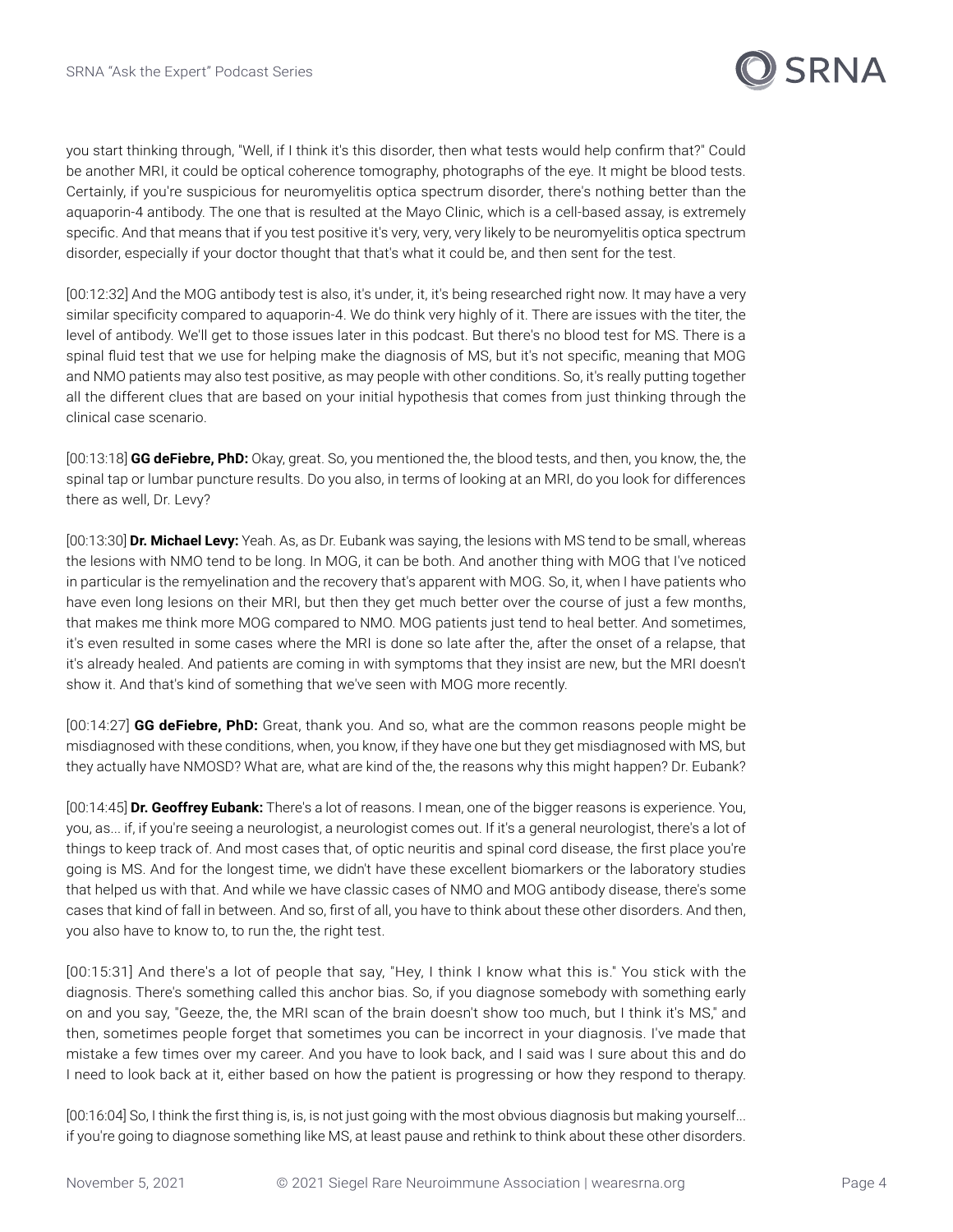you start thinking through, "Well, if I think it's this disorder, then what tests would help confirm that?" Could be another MRI, it could be optical coherence tomography, photographs of the eye. It might be blood tests. Certainly, if you're suspicious for neuromyelitis optica spectrum disorder, there's nothing better than the aquaporin-4 antibody. The one that is resulted at the Mayo Clinic, which is a cell-based assay, is extremely specific. And that means that if you test positive it's very, very, very likely to be neuromyelitis optica spectrum disorder, especially if your doctor thought that that's what it could be, and then sent for the test.

[00:12:32] And the MOG antibody test is also, it's under, it, it's being researched right now. It may have a very similar specificity compared to aquaporin-4. We do think very highly of it. There are issues with the titer, the level of antibody. We'll get to those issues later in this podcast. But there's no blood test for MS. There is a spinal fluid test that we use for helping make the diagnosis of MS, but it's not specific, meaning that MOG and NMO patients may also test positive, as may people with other conditions. So, it's really putting together all the different clues that are based on your initial hypothesis that comes from just thinking through the clinical case scenario.

[00:13:18] **GG deFiebre, PhD:** Okay, great. So, you mentioned the, the blood tests, and then, you know, the, the spinal tap or lumbar puncture results. Do you also, in terms of looking at an MRI, do you look for differences there as well, Dr. Levy?

[00:13:30] **Dr. Michael Levy:** Yeah. As, as Dr. Eubank was saying, the lesions with MS tend to be small, whereas the lesions with NMO tend to be long. In MOG, it can be both. And another thing with MOG that I've noticed in particular is the remyelination and the recovery that's apparent with MOG. So, it, when I have patients who have even long lesions on their MRI, but then they get much better over the course of just a few months, that makes me think more MOG compared to NMO. MOG patients just tend to heal better. And sometimes, it's even resulted in some cases where the MRI is done so late after the, after the onset of a relapse, that it's already healed. And patients are coming in with symptoms that they insist are new, but the MRI doesn't show it. And that's kind of something that we've seen with MOG more recently.

[00:14:27] **GG deFiebre, PhD:** Great, thank you. And so, what are the common reasons people might be misdiagnosed with these conditions, when, you know, if they have one but they get misdiagnosed with MS, but they actually have NMOSD? What are, what are kind of the, the reasons why this might happen? Dr. Eubank?

[00:14:45] **Dr. Geoffrey Eubank:** There's a lot of reasons. I mean, one of the bigger reasons is experience. You, you, as... if, if you're seeing a neurologist, a neurologist comes out. If it's a general neurologist, there's a lot of things to keep track of. And most cases that, of optic neuritis and spinal cord disease, the first place you're going is MS. And for the longest time, we didn't have these excellent biomarkers or the laboratory studies that helped us with that. And while we have classic cases of NMO and MOG antibody disease, there's some cases that kind of fall in between. And so, first of all, you have to think about these other disorders. And then, you also have to know to, to run the, the right test.

[00:15:31] And there's a lot of people that say, "Hey, I think I know what this is." You stick with the diagnosis. There's something called this anchor bias. So, if you diagnose somebody with something early on and you say, "Geeze, the, the MRI scan of the brain doesn't show too much, but I think it's MS," and then, sometimes people forget that sometimes you can be incorrect in your diagnosis. I've made that mistake a few times over my career. And you have to look back, and I said was I sure about this and do I need to look back at it, either based on how the patient is progressing or how they respond to therapy.

[00:16:04] So, I think the first thing is, is, is not just going with the most obvious diagnosis but making yourself... if you're going to diagnose something like MS, at least pause and rethink to think about these other disorders.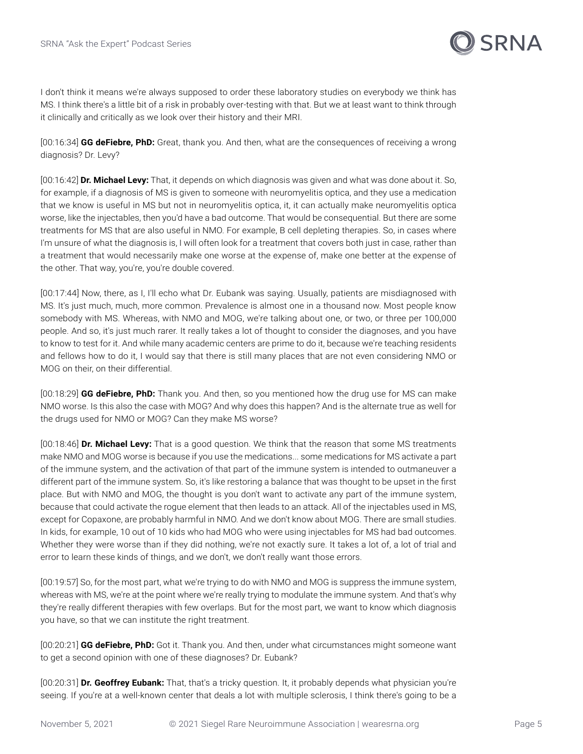I don't think it means we're always supposed to order these laboratory studies on everybody we think has MS. I think there's a little bit of a risk in probably over-testing with that. But we at least want to think through it clinically and critically as we look over their history and their MRI.

[00:16:34] **GG deFiebre, PhD:** Great, thank you. And then, what are the consequences of receiving a wrong diagnosis? Dr. Levy?

[00:16:42] **Dr. Michael Levy:** That, it depends on which diagnosis was given and what was done about it. So, for example, if a diagnosis of MS is given to someone with neuromyelitis optica, and they use a medication that we know is useful in MS but not in neuromyelitis optica, it, it can actually make neuromyelitis optica worse, like the injectables, then you'd have a bad outcome. That would be consequential. But there are some treatments for MS that are also useful in NMO. For example, B cell depleting therapies. So, in cases where I'm unsure of what the diagnosis is, I will often look for a treatment that covers both just in case, rather than a treatment that would necessarily make one worse at the expense of, make one better at the expense of the other. That way, you're, you're double covered.

[00:17:44] Now, there, as I, I'll echo what Dr. Eubank was saying. Usually, patients are misdiagnosed with MS. It's just much, much, more common. Prevalence is almost one in a thousand now. Most people know somebody with MS. Whereas, with NMO and MOG, we're talking about one, or two, or three per 100,000 people. And so, it's just much rarer. It really takes a lot of thought to consider the diagnoses, and you have to know to test for it. And while many academic centers are prime to do it, because we're teaching residents and fellows how to do it, I would say that there is still many places that are not even considering NMO or MOG on their, on their differential.

[00:18:29] **GG deFiebre, PhD:** Thank you. And then, so you mentioned how the drug use for MS can make NMO worse. Is this also the case with MOG? And why does this happen? And is the alternate true as well for the drugs used for NMO or MOG? Can they make MS worse?

[00:18:46] **Dr. Michael Levy:** That is a good question. We think that the reason that some MS treatments make NMO and MOG worse is because if you use the medications... some medications for MS activate a part of the immune system, and the activation of that part of the immune system is intended to outmaneuver a different part of the immune system. So, it's like restoring a balance that was thought to be upset in the first place. But with NMO and MOG, the thought is you don't want to activate any part of the immune system, because that could activate the rogue element that then leads to an attack. All of the injectables used in MS, except for Copaxone, are probably harmful in NMO. And we don't know about MOG. There are small studies. In kids, for example, 10 out of 10 kids who had MOG who were using injectables for MS had bad outcomes. Whether they were worse than if they did nothing, we're not exactly sure. It takes a lot of, a lot of trial and error to learn these kinds of things, and we don't, we don't really want those errors.

[00:19:57] So, for the most part, what we're trying to do with NMO and MOG is suppress the immune system, whereas with MS, we're at the point where we're really trying to modulate the immune system. And that's why they're really different therapies with few overlaps. But for the most part, we want to know which diagnosis you have, so that we can institute the right treatment.

[00:20:21] **GG deFiebre, PhD:** Got it. Thank you. And then, under what circumstances might someone want to get a second opinion with one of these diagnoses? Dr. Eubank?

[00:20:31] **Dr. Geoffrey Eubank:** That, that's a tricky question. It, it probably depends what physician you're seeing. If you're at a well-known center that deals a lot with multiple sclerosis, I think there's going to be a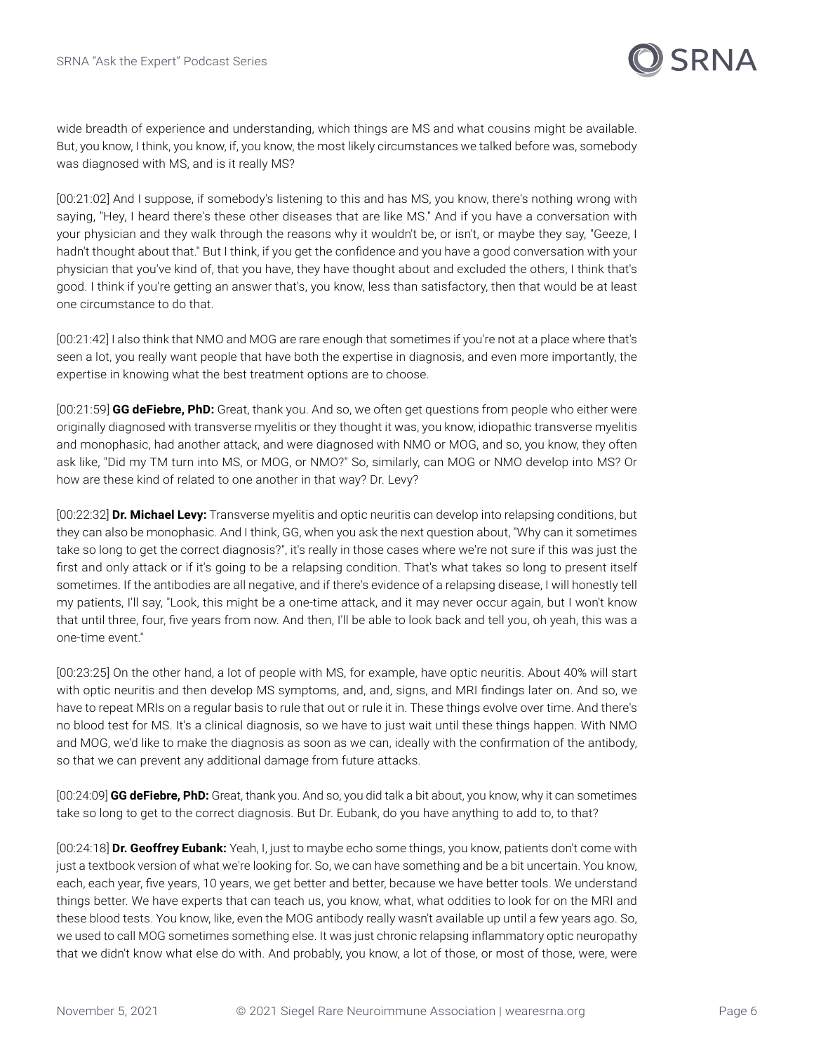wide breadth of experience and understanding, which things are MS and what cousins might be available. But, you know, I think, you know, if, you know, the most likely circumstances we talked before was, somebody was diagnosed with MS, and is it really MS?

[00:21:02] And I suppose, if somebody's listening to this and has MS, you know, there's nothing wrong with saying, "Hey, I heard there's these other diseases that are like MS." And if you have a conversation with your physician and they walk through the reasons why it wouldn't be, or isn't, or maybe they say, "Geeze, I hadn't thought about that." But I think, if you get the confidence and you have a good conversation with your physician that you've kind of, that you have, they have thought about and excluded the others, I think that's good. I think if you're getting an answer that's, you know, less than satisfactory, then that would be at least one circumstance to do that.

[00:21:42] I also think that NMO and MOG are rare enough that sometimes if you're not at a place where that's seen a lot, you really want people that have both the expertise in diagnosis, and even more importantly, the expertise in knowing what the best treatment options are to choose.

[00:21:59] **GG deFiebre, PhD:** Great, thank you. And so, we often get questions from people who either were originally diagnosed with transverse myelitis or they thought it was, you know, idiopathic transverse myelitis and monophasic, had another attack, and were diagnosed with NMO or MOG, and so, you know, they often ask like, "Did my TM turn into MS, or MOG, or NMO?" So, similarly, can MOG or NMO develop into MS? Or how are these kind of related to one another in that way? Dr. Levy?

[00:22:32] **Dr. Michael Levy:** Transverse myelitis and optic neuritis can develop into relapsing conditions, but they can also be monophasic. And I think, GG, when you ask the next question about, "Why can it sometimes take so long to get the correct diagnosis?", it's really in those cases where we're not sure if this was just the first and only attack or if it's going to be a relapsing condition. That's what takes so long to present itself sometimes. If the antibodies are all negative, and if there's evidence of a relapsing disease, I will honestly tell my patients, I'll say, "Look, this might be a one-time attack, and it may never occur again, but I won't know that until three, four, five years from now. And then, I'll be able to look back and tell you, oh yeah, this was a one-time event."

[00:23:25] On the other hand, a lot of people with MS, for example, have optic neuritis. About 40% will start with optic neuritis and then develop MS symptoms, and, and, signs, and MRI findings later on. And so, we have to repeat MRIs on a regular basis to rule that out or rule it in. These things evolve over time. And there's no blood test for MS. It's a clinical diagnosis, so we have to just wait until these things happen. With NMO and MOG, we'd like to make the diagnosis as soon as we can, ideally with the confirmation of the antibody, so that we can prevent any additional damage from future attacks.

[00:24:09] **GG deFiebre, PhD:** Great, thank you. And so, you did talk a bit about, you know, why it can sometimes take so long to get to the correct diagnosis. But Dr. Eubank, do you have anything to add to, to that?

[00:24:18] **Dr. Geoffrey Eubank:** Yeah, I, just to maybe echo some things, you know, patients don't come with just a textbook version of what we're looking for. So, we can have something and be a bit uncertain. You know, each, each year, five years, 10 years, we get better and better, because we have better tools. We understand things better. We have experts that can teach us, you know, what, what oddities to look for on the MRI and these blood tests. You know, like, even the MOG antibody really wasn't available up until a few years ago. So, we used to call MOG sometimes something else. It was just chronic relapsing inflammatory optic neuropathy that we didn't know what else do with. And probably, you know, a lot of those, or most of those, were, were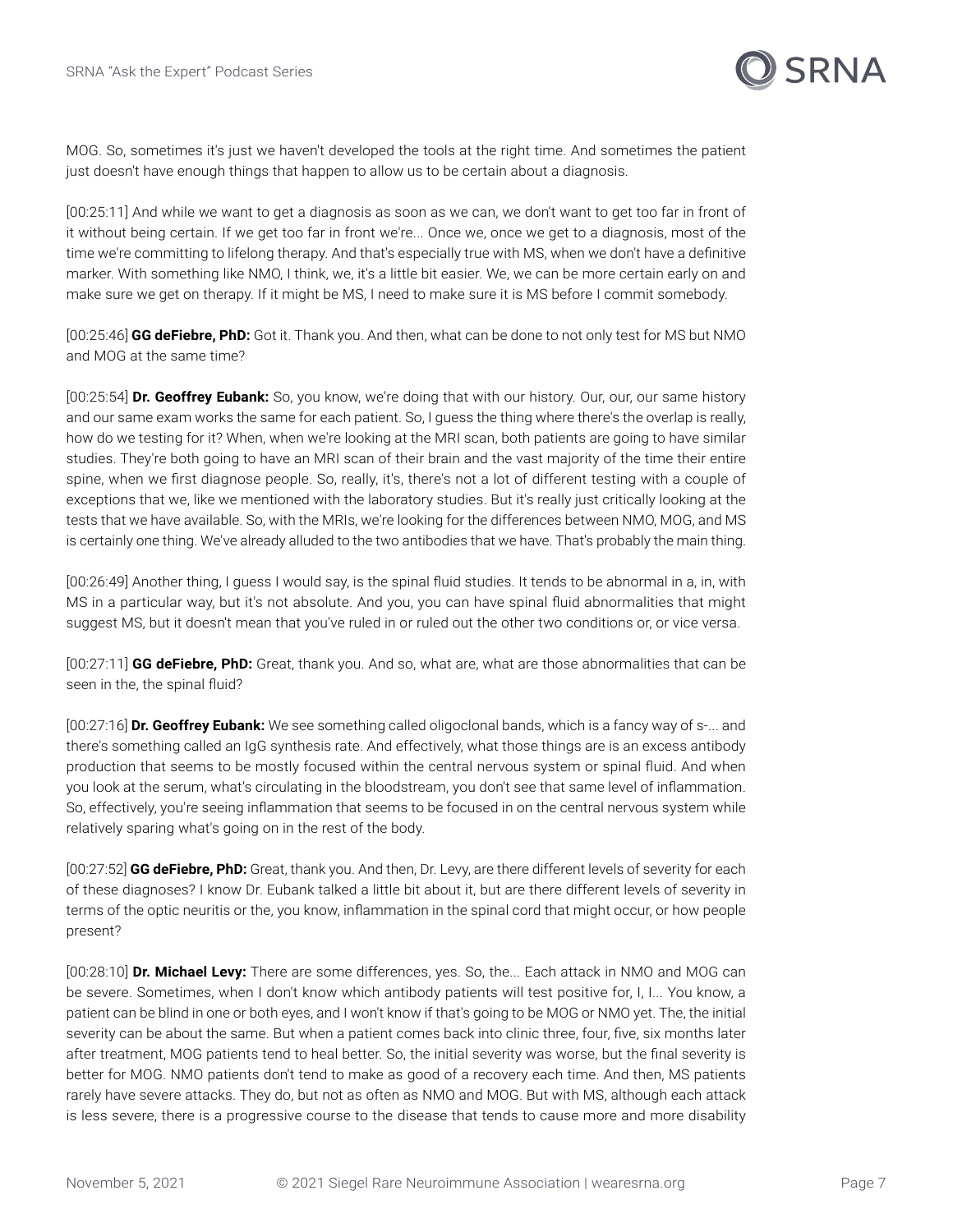MOG. So, sometimes it's just we haven't developed the tools at the right time. And sometimes the patient just doesn't have enough things that happen to allow us to be certain about a diagnosis.

[00:25:11] And while we want to get a diagnosis as soon as we can, we don't want to get too far in front of it without being certain. If we get too far in front we're... Once we, once we get to a diagnosis, most of the time we're committing to lifelong therapy. And that's especially true with MS, when we don't have a definitive marker. With something like NMO, I think, we, it's a little bit easier. We, we can be more certain early on and make sure we get on therapy. If it might be MS, I need to make sure it is MS before I commit somebody.

[00:25:46] **GG deFiebre, PhD:** Got it. Thank you. And then, what can be done to not only test for MS but NMO and MOG at the same time?

[00:25:54] **Dr. Geoffrey Eubank:** So, you know, we're doing that with our history. Our, our, our same history and our same exam works the same for each patient. So, I guess the thing where there's the overlap is really, how do we testing for it? When, when we're looking at the MRI scan, both patients are going to have similar studies. They're both going to have an MRI scan of their brain and the vast majority of the time their entire spine, when we first diagnose people. So, really, it's, there's not a lot of different testing with a couple of exceptions that we, like we mentioned with the laboratory studies. But it's really just critically looking at the tests that we have available. So, with the MRIs, we're looking for the differences between NMO, MOG, and MS is certainly one thing. We've already alluded to the two antibodies that we have. That's probably the main thing.

[00:26:49] Another thing, I guess I would say, is the spinal fluid studies. It tends to be abnormal in a, in, with MS in a particular way, but it's not absolute. And you, you can have spinal fluid abnormalities that might suggest MS, but it doesn't mean that you've ruled in or ruled out the other two conditions or, or vice versa.

[00:27:11] **GG deFiebre, PhD:** Great, thank you. And so, what are, what are those abnormalities that can be seen in the, the spinal fluid?

[00:27:16] **Dr. Geoffrey Eubank:** We see something called oligoclonal bands, which is a fancy way of s-... and there's something called an IgG synthesis rate. And effectively, what those things are is an excess antibody production that seems to be mostly focused within the central nervous system or spinal fluid. And when you look at the serum, what's circulating in the bloodstream, you don't see that same level of inflammation. So, effectively, you're seeing inflammation that seems to be focused in on the central nervous system while relatively sparing what's going on in the rest of the body.

[00:27:52] **GG deFiebre, PhD:** Great, thank you. And then, Dr. Levy, are there different levels of severity for each of these diagnoses? I know Dr. Eubank talked a little bit about it, but are there different levels of severity in terms of the optic neuritis or the, you know, inflammation in the spinal cord that might occur, or how people present?

[00:28:10] **Dr. Michael Levy:** There are some differences, yes. So, the... Each attack in NMO and MOG can be severe. Sometimes, when I don't know which antibody patients will test positive for, I, I... You know, a patient can be blind in one or both eyes, and I won't know if that's going to be MOG or NMO yet. The, the initial severity can be about the same. But when a patient comes back into clinic three, four, five, six months later after treatment, MOG patients tend to heal better. So, the initial severity was worse, but the final severity is better for MOG. NMO patients don't tend to make as good of a recovery each time. And then, MS patients rarely have severe attacks. They do, but not as often as NMO and MOG. But with MS, although each attack is less severe, there is a progressive course to the disease that tends to cause more and more disability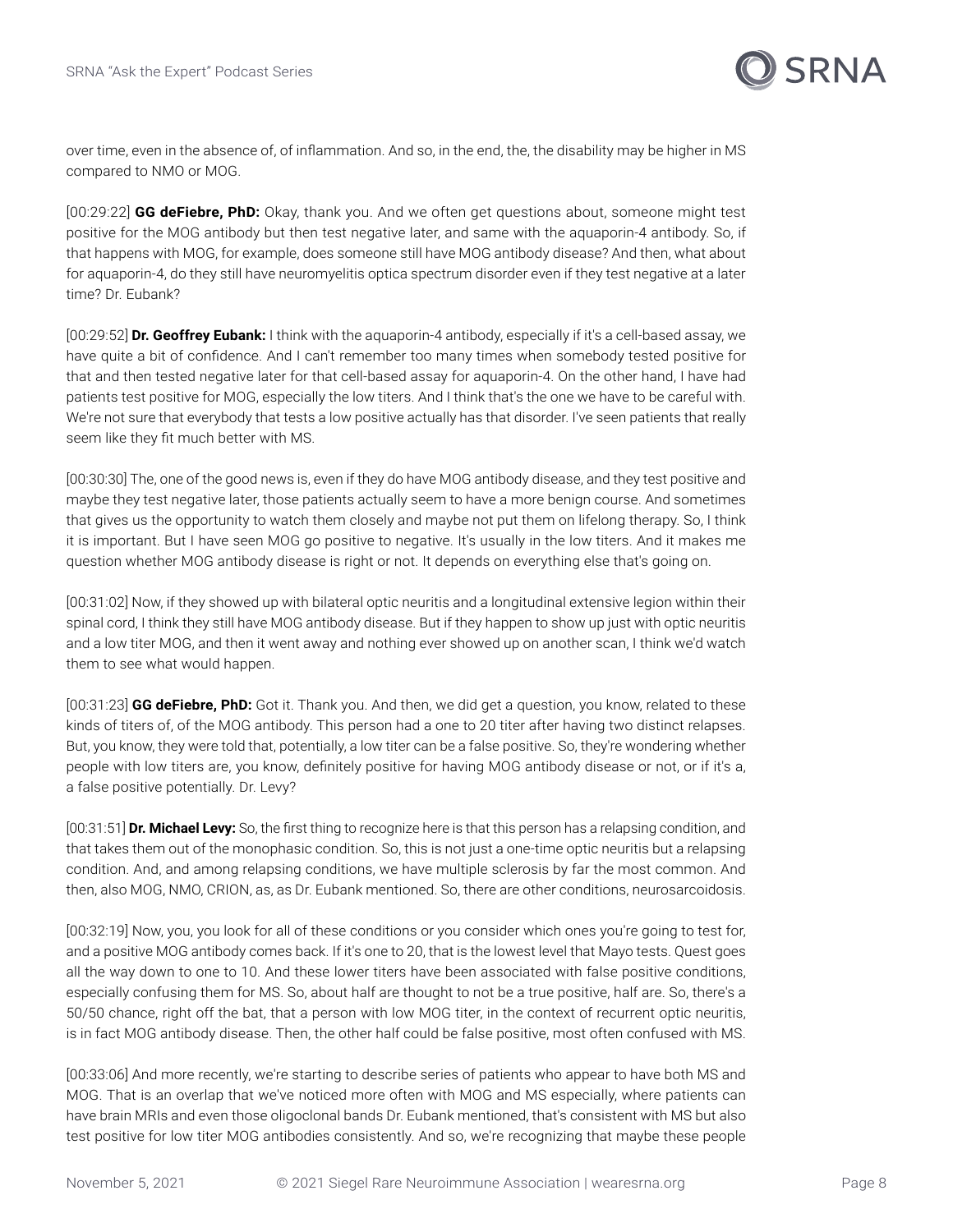over time, even in the absence of, of inflammation. And so, in the end, the, the disability may be higher in MS compared to NMO or MOG.

[00:29:22] **GG deFiebre, PhD:** Okay, thank you. And we often get questions about, someone might test positive for the MOG antibody but then test negative later, and same with the aquaporin-4 antibody. So, if that happens with MOG, for example, does someone still have MOG antibody disease? And then, what about for aquaporin-4, do they still have neuromyelitis optica spectrum disorder even if they test negative at a later time? Dr. Eubank?

[00:29:52] **Dr. Geoffrey Eubank:** I think with the aquaporin-4 antibody, especially if it's a cell-based assay, we have quite a bit of confidence. And I can't remember too many times when somebody tested positive for that and then tested negative later for that cell-based assay for aquaporin-4. On the other hand, I have had patients test positive for MOG, especially the low titers. And I think that's the one we have to be careful with. We're not sure that everybody that tests a low positive actually has that disorder. I've seen patients that really seem like they fit much better with MS.

[00:30:30] The, one of the good news is, even if they do have MOG antibody disease, and they test positive and maybe they test negative later, those patients actually seem to have a more benign course. And sometimes that gives us the opportunity to watch them closely and maybe not put them on lifelong therapy. So, I think it is important. But I have seen MOG go positive to negative. It's usually in the low titers. And it makes me question whether MOG antibody disease is right or not. It depends on everything else that's going on.

[00:31:02] Now, if they showed up with bilateral optic neuritis and a longitudinal extensive legion within their spinal cord, I think they still have MOG antibody disease. But if they happen to show up just with optic neuritis and a low titer MOG, and then it went away and nothing ever showed up on another scan, I think we'd watch them to see what would happen.

[00:31:23] **GG deFiebre, PhD:** Got it. Thank you. And then, we did get a question, you know, related to these kinds of titers of, of the MOG antibody. This person had a one to 20 titer after having two distinct relapses. But, you know, they were told that, potentially, a low titer can be a false positive. So, they're wondering whether people with low titers are, you know, definitely positive for having MOG antibody disease or not, or if it's a, a false positive potentially. Dr. Levy?

[00:31:51] **Dr. Michael Levy:** So, the first thing to recognize here is that this person has a relapsing condition, and that takes them out of the monophasic condition. So, this is not just a one-time optic neuritis but a relapsing condition. And, and among relapsing conditions, we have multiple sclerosis by far the most common. And then, also MOG, NMO, CRION, as, as Dr. Eubank mentioned. So, there are other conditions, neurosarcoidosis.

[00:32:19] Now, you, you look for all of these conditions or you consider which ones you're going to test for, and a positive MOG antibody comes back. If it's one to 20, that is the lowest level that Mayo tests. Quest goes all the way down to one to 10. And these lower titers have been associated with false positive conditions, especially confusing them for MS. So, about half are thought to not be a true positive, half are. So, there's a 50/50 chance, right off the bat, that a person with low MOG titer, in the context of recurrent optic neuritis, is in fact MOG antibody disease. Then, the other half could be false positive, most often confused with MS.

[00:33:06] And more recently, we're starting to describe series of patients who appear to have both MS and MOG. That is an overlap that we've noticed more often with MOG and MS especially, where patients can have brain MRIs and even those oligoclonal bands Dr. Eubank mentioned, that's consistent with MS but also test positive for low titer MOG antibodies consistently. And so, we're recognizing that maybe these people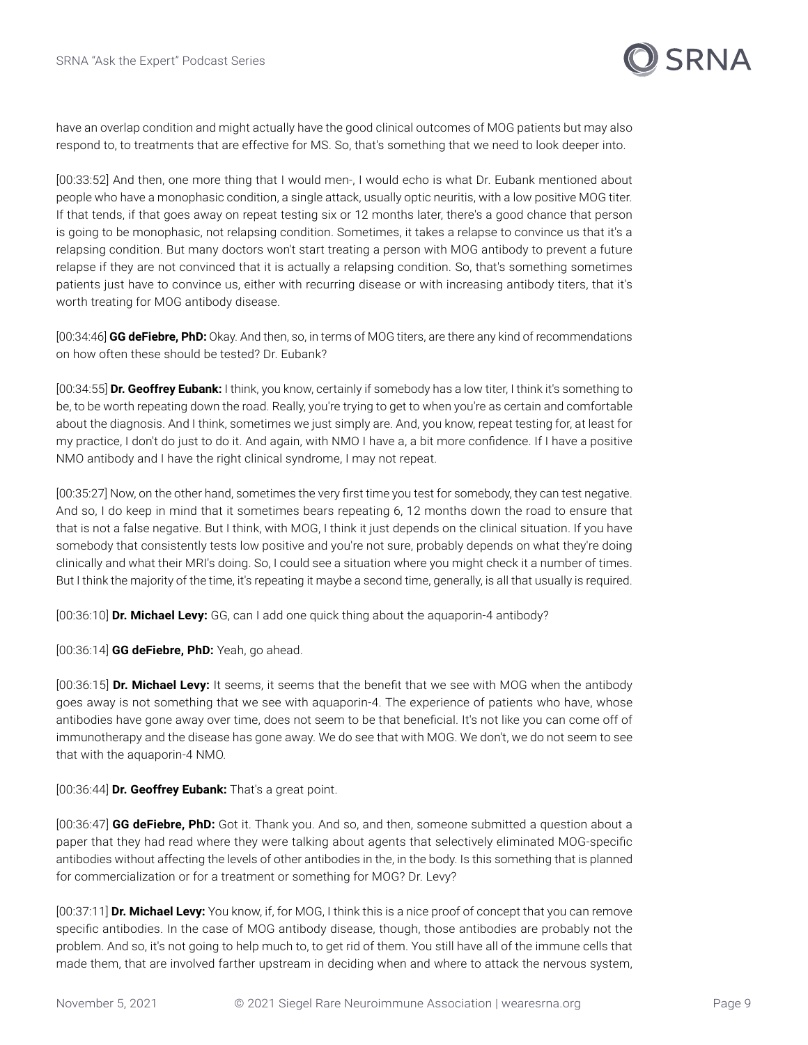have an overlap condition and might actually have the good clinical outcomes of MOG patients but may also respond to, to treatments that are effective for MS. So, that's something that we need to look deeper into.

[00:33:52] And then, one more thing that I would men-, I would echo is what Dr. Eubank mentioned about people who have a monophasic condition, a single attack, usually optic neuritis, with a low positive MOG titer. If that tends, if that goes away on repeat testing six or 12 months later, there's a good chance that person is going to be monophasic, not relapsing condition. Sometimes, it takes a relapse to convince us that it's a relapsing condition. But many doctors won't start treating a person with MOG antibody to prevent a future relapse if they are not convinced that it is actually a relapsing condition. So, that's something sometimes patients just have to convince us, either with recurring disease or with increasing antibody titers, that it's worth treating for MOG antibody disease.

[00:34:46] **GG deFiebre, PhD:** Okay. And then, so, in terms of MOG titers, are there any kind of recommendations on how often these should be tested? Dr. Eubank?

[00:34:55] **Dr. Geoffrey Eubank:** I think, you know, certainly if somebody has a low titer, I think it's something to be, to be worth repeating down the road. Really, you're trying to get to when you're as certain and comfortable about the diagnosis. And I think, sometimes we just simply are. And, you know, repeat testing for, at least for my practice, I don't do just to do it. And again, with NMO I have a, a bit more confidence. If I have a positive NMO antibody and I have the right clinical syndrome, I may not repeat.

[00:35:27] Now, on the other hand, sometimes the very first time you test for somebody, they can test negative. And so, I do keep in mind that it sometimes bears repeating 6, 12 months down the road to ensure that that is not a false negative. But I think, with MOG, I think it just depends on the clinical situation. If you have somebody that consistently tests low positive and you're not sure, probably depends on what they're doing clinically and what their MRI's doing. So, I could see a situation where you might check it a number of times. But I think the majority of the time, it's repeating it maybe a second time, generally, is all that usually is required.

[00:36:10] **Dr. Michael Levy:** GG, can I add one quick thing about the aquaporin-4 antibody?

[00:36:14] **GG deFiebre, PhD:** Yeah, go ahead.

[00:36:15] **Dr. Michael Levy:** It seems, it seems that the benefit that we see with MOG when the antibody goes away is not something that we see with aquaporin-4. The experience of patients who have, whose antibodies have gone away over time, does not seem to be that beneficial. It's not like you can come off of immunotherapy and the disease has gone away. We do see that with MOG. We don't, we do not seem to see that with the aquaporin-4 NMO.

[00:36:44] **Dr. Geoffrey Eubank:** That's a great point.

[00:36:47] **GG deFiebre, PhD:** Got it. Thank you. And so, and then, someone submitted a question about a paper that they had read where they were talking about agents that selectively eliminated MOG-specific antibodies without affecting the levels of other antibodies in the, in the body. Is this something that is planned for commercialization or for a treatment or something for MOG? Dr. Levy?

[00:37:11] **Dr. Michael Levy:** You know, if, for MOG, I think this is a nice proof of concept that you can remove specific antibodies. In the case of MOG antibody disease, though, those antibodies are probably not the problem. And so, it's not going to help much to, to get rid of them. You still have all of the immune cells that made them, that are involved farther upstream in deciding when and where to attack the nervous system,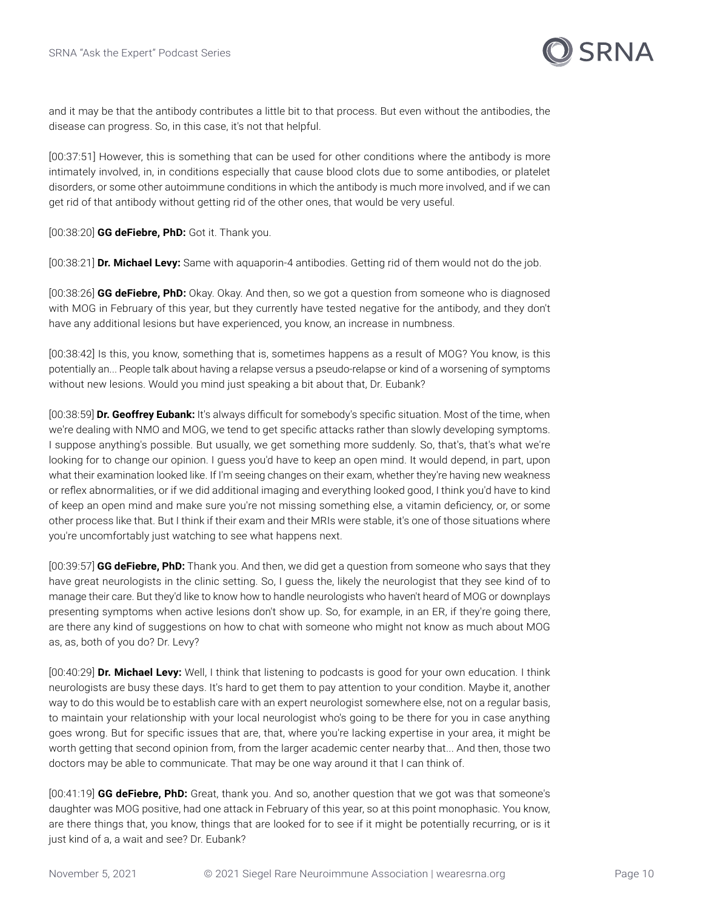and it may be that the antibody contributes a little bit to that process. But even without the antibodies, the disease can progress. So, in this case, it's not that helpful.

[00:37:51] However, this is something that can be used for other conditions where the antibody is more intimately involved, in, in conditions especially that cause blood clots due to some antibodies, or platelet disorders, or some other autoimmune conditions in which the antibody is much more involved, and if we can get rid of that antibody without getting rid of the other ones, that would be very useful.

[00:38:20] **GG deFiebre, PhD:** Got it. Thank you.

[00:38:21] **Dr. Michael Levy:** Same with aquaporin-4 antibodies. Getting rid of them would not do the job.

[00:38:26] **GG deFiebre, PhD:** Okay. Okay. And then, so we got a question from someone who is diagnosed with MOG in February of this year, but they currently have tested negative for the antibody, and they don't have any additional lesions but have experienced, you know, an increase in numbness.

[00:38:42] Is this, you know, something that is, sometimes happens as a result of MOG? You know, is this potentially an... People talk about having a relapse versus a pseudo-relapse or kind of a worsening of symptoms without new lesions. Would you mind just speaking a bit about that, Dr. Eubank?

[00:38:59] **Dr. Geoffrey Eubank:** It's always difficult for somebody's specific situation. Most of the time, when we're dealing with NMO and MOG, we tend to get specific attacks rather than slowly developing symptoms. I suppose anything's possible. But usually, we get something more suddenly. So, that's, that's what we're looking for to change our opinion. I guess you'd have to keep an open mind. It would depend, in part, upon what their examination looked like. If I'm seeing changes on their exam, whether they're having new weakness or reflex abnormalities, or if we did additional imaging and everything looked good, I think you'd have to kind of keep an open mind and make sure you're not missing something else, a vitamin deficiency, or, or some other process like that. But I think if their exam and their MRIs were stable, it's one of those situations where you're uncomfortably just watching to see what happens next.

[00:39:57] **GG deFiebre, PhD:** Thank you. And then, we did get a question from someone who says that they have great neurologists in the clinic setting. So, I guess the, likely the neurologist that they see kind of to manage their care. But they'd like to know how to handle neurologists who haven't heard of MOG or downplays presenting symptoms when active lesions don't show up. So, for example, in an ER, if they're going there, are there any kind of suggestions on how to chat with someone who might not know as much about MOG as, as, both of you do? Dr. Levy?

[00:40:29] **Dr. Michael Levy:** Well, I think that listening to podcasts is good for your own education. I think neurologists are busy these days. It's hard to get them to pay attention to your condition. Maybe it, another way to do this would be to establish care with an expert neurologist somewhere else, not on a regular basis, to maintain your relationship with your local neurologist who's going to be there for you in case anything goes wrong. But for specific issues that are, that, where you're lacking expertise in your area, it might be worth getting that second opinion from, from the larger academic center nearby that... And then, those two doctors may be able to communicate. That may be one way around it that I can think of.

[00:41:19] **GG deFiebre, PhD:** Great, thank you. And so, another question that we got was that someone's daughter was MOG positive, had one attack in February of this year, so at this point monophasic. You know, are there things that, you know, things that are looked for to see if it might be potentially recurring, or is it just kind of a, a wait and see? Dr. Eubank?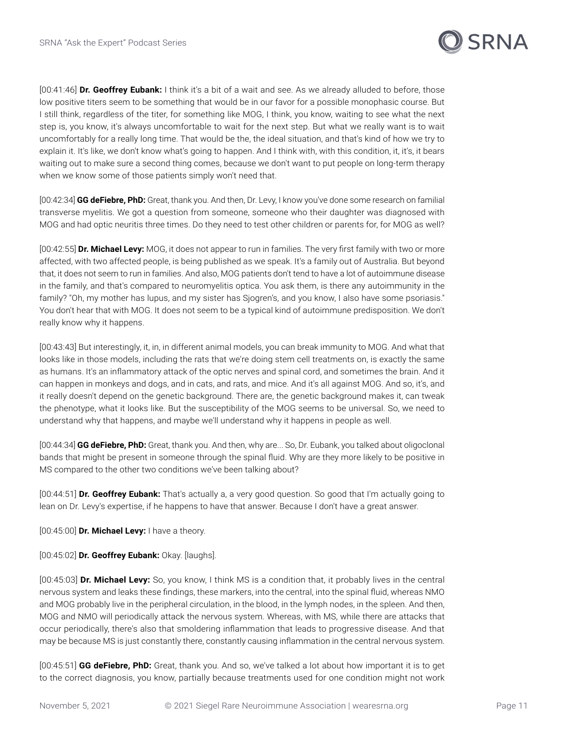[00:41:46] **Dr. Geoffrey Eubank:** I think it's a bit of a wait and see. As we already alluded to before, those low positive titers seem to be something that would be in our favor for a possible monophasic course. But I still think, regardless of the titer, for something like MOG, I think, you know, waiting to see what the next step is, you know, it's always uncomfortable to wait for the next step. But what we really want is to wait uncomfortably for a really long time. That would be the, the ideal situation, and that's kind of how we try to explain it. It's like, we don't know what's going to happen. And I think with, with this condition, it, it's, it bears waiting out to make sure a second thing comes, because we don't want to put people on long-term therapy when we know some of those patients simply won't need that.

[00:42:34] **GG deFiebre, PhD:** Great, thank you. And then, Dr. Levy, I know you've done some research on familial transverse myelitis. We got a question from someone, someone who their daughter was diagnosed with MOG and had optic neuritis three times. Do they need to test other children or parents for, for MOG as well?

[00:42:55] **Dr. Michael Levy:** MOG, it does not appear to run in families. The very first family with two or more affected, with two affected people, is being published as we speak. It's a family out of Australia. But beyond that, it does not seem to run in families. And also, MOG patients don't tend to have a lot of autoimmune disease in the family, and that's compared to neuromyelitis optica. You ask them, is there any autoimmunity in the family? "Oh, my mother has lupus, and my sister has Sjogren's, and you know, I also have some psoriasis." You don't hear that with MOG. It does not seem to be a typical kind of autoimmune predisposition. We don't really know why it happens.

[00:43:43] But interestingly, it, in, in different animal models, you can break immunity to MOG. And what that looks like in those models, including the rats that we're doing stem cell treatments on, is exactly the same as humans. It's an inflammatory attack of the optic nerves and spinal cord, and sometimes the brain. And it can happen in monkeys and dogs, and in cats, and rats, and mice. And it's all against MOG. And so, it's, and it really doesn't depend on the genetic background. There are, the genetic background makes it, can tweak the phenotype, what it looks like. But the susceptibility of the MOG seems to be universal. So, we need to understand why that happens, and maybe we'll understand why it happens in people as well.

[00:44:34] **GG deFiebre, PhD:** Great, thank you. And then, why are... So, Dr. Eubank, you talked about oligoclonal bands that might be present in someone through the spinal fluid. Why are they more likely to be positive in MS compared to the other two conditions we've been talking about?

[00:44:51] **Dr. Geoffrey Eubank:** That's actually a, a very good question. So good that I'm actually going to lean on Dr. Levy's expertise, if he happens to have that answer. Because I don't have a great answer.

[00:45:00] **Dr. Michael Levy:** I have a theory.

[00:45:02] **Dr. Geoffrey Eubank:** Okay. [laughs].

[00:45:03] **Dr. Michael Levy:** So, you know, I think MS is a condition that, it probably lives in the central nervous system and leaks these findings, these markers, into the central, into the spinal fluid, whereas NMO and MOG probably live in the peripheral circulation, in the blood, in the lymph nodes, in the spleen. And then, MOG and NMO will periodically attack the nervous system. Whereas, with MS, while there are attacks that occur periodically, there's also that smoldering inflammation that leads to progressive disease. And that may be because MS is just constantly there, constantly causing inflammation in the central nervous system.

[00:45:51] **GG deFiebre, PhD:** Great, thank you. And so, we've talked a lot about how important it is to get to the correct diagnosis, you know, partially because treatments used for one condition might not work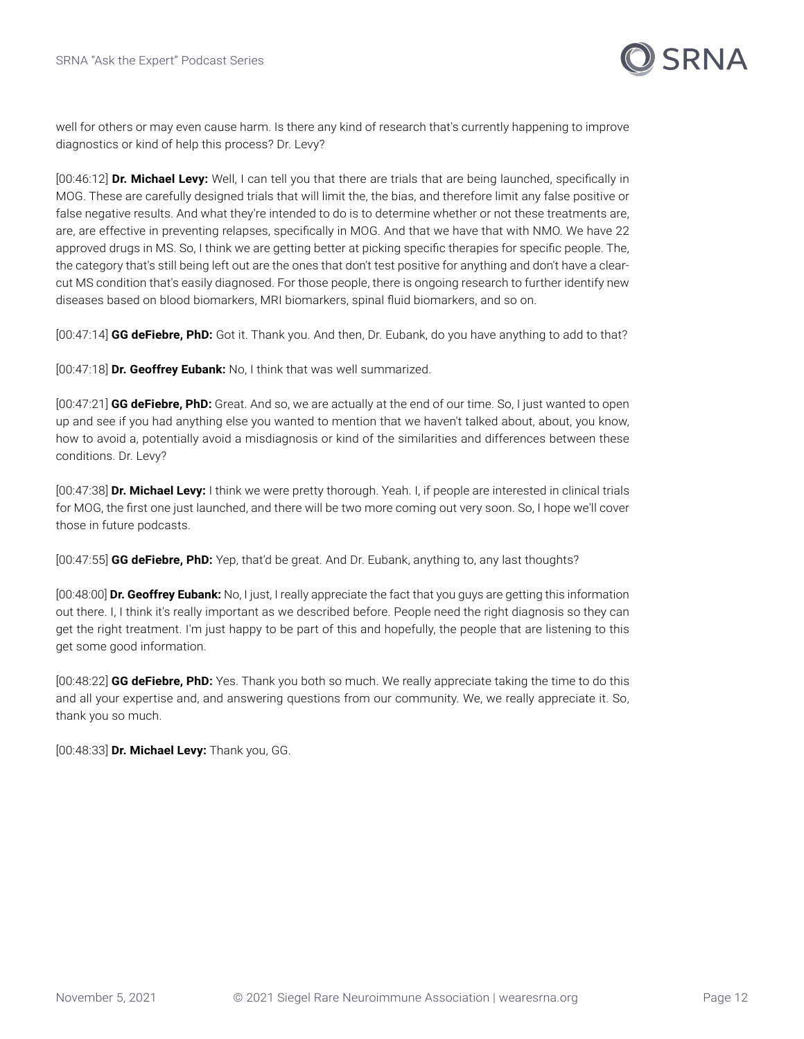well for others or may even cause harm. Is there any kind of research that's currently happening to improve diagnostics or kind of help this process? Dr. Levy?

[00:46:12] **Dr. Michael Levy:** Well, I can tell you that there are trials that are being launched, specifically in MOG. These are carefully designed trials that will limit the, the bias, and therefore limit any false positive or false negative results. And what they're intended to do is to determine whether or not these treatments are, are, are effective in preventing relapses, specifically in MOG. And that we have that with NMO. We have 22 approved drugs in MS. So, I think we are getting better at picking specific therapies for specific people. The, the category that's still being left out are the ones that don't test positive for anything and don't have a clear-cut MS condition that's easily diagnosed. For those people, there is ongoing research to further identify new diseases based on blood biomarkers, MRI biomarkers, spinal fluid biomarkers, and so on.

[00:47:14] **GG deFiebre, PhD:** Got it. Thank you. And then, Dr. Eubank, do you have anything to add to that?

[00:47:18] **Dr. Geoffrey Eubank:** No, I think that was well summarized.

[00:47:21] **GG deFiebre, PhD:** Great. And so, we are actually at the end of our time. So, I just wanted to open up and see if you had anything else you wanted to mention that we haven't talked about, about, you know, how to avoid a, potentially avoid a misdiagnosis or kind of the similarities and differences between these conditions. Dr. Levy?

[00:47:38] **Dr. Michael Levy:** I think we were pretty thorough. Yeah. I, if people are interested in clinical trials for MOG, the first one just launched, and there will be two more coming out very soon. So, I hope we'll cover those in future podcasts.

[00:47:55] **GG deFiebre, PhD:** Yep, that'd be great. And Dr. Eubank, anything to, any last thoughts?

[00:48:00] **Dr. Geoffrey Eubank:** No, I just, I really appreciate the fact that you guys are getting this information out there. I, I think it's really important as we described before. People need the right diagnosis so they can get the right treatment. I'm just happy to be part of this and hopefully, the people that are listening to this get some good information.

[00:48:22] **GG deFiebre, PhD:** Yes. Thank you both so much. We really appreciate taking the time to do this and all your expertise and, and answering questions from our community. We, we really appreciate it. So, thank you so much.

[00:48:33] **Dr. Michael Levy:** Thank you, GG.